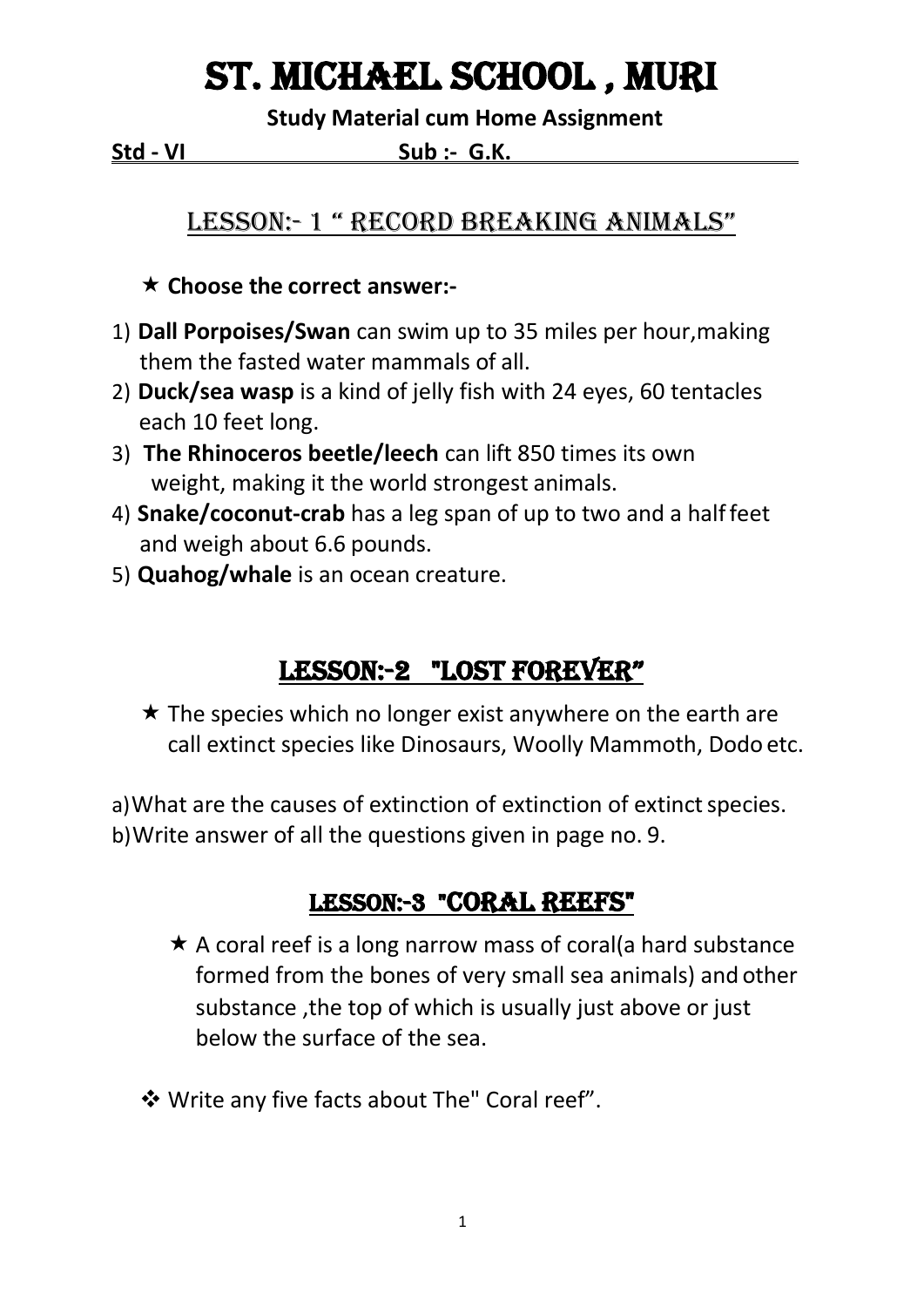# ST. MICHAEL SCHOOL , MURI

**Study Material cum Home Assignment**

**Std - VI** **Sub :- G.K.**

## LESSON:- 1 " RECORD BREAKING ANIMALS"

★ **Choose the correct answer:-**

1) **Dall Porpoises/Swan** can swim up to 35 miles per hour,making them the fasted water mammals of all.
2) **Duck/sea wasp** is a kind of jelly fish with 24 eyes, 60 tentacles each 10 feet long.
3) **The Rhinoceros beetle/leech** can lift 850 times its own weight, making it the world strongest animals.
4) **Snake/coconut-crab** has a leg span of up to two and a half feet and weigh about 6.6 pounds.
5) **Quahog/whale** is an ocean creature.

## LESSON:-2 "LOST FOREVER"

★ The species which no longer exist anywhere on the earth are call extinct species like Dinosaurs, Woolly Mammoth, Dodo etc.

a) What are the causes of extinction of extinction of extinct species.
b) Write answer of all the questions given in page no. 9.

## LESSON:-3 "CORAL REEFS"

★ A coral reef is a long narrow mass of coral(a hard substance formed from the bones of very small sea animals) and other substance ,the top of which is usually just above or just below the surface of the sea.

❖ Write any five facts about The" Coral reef".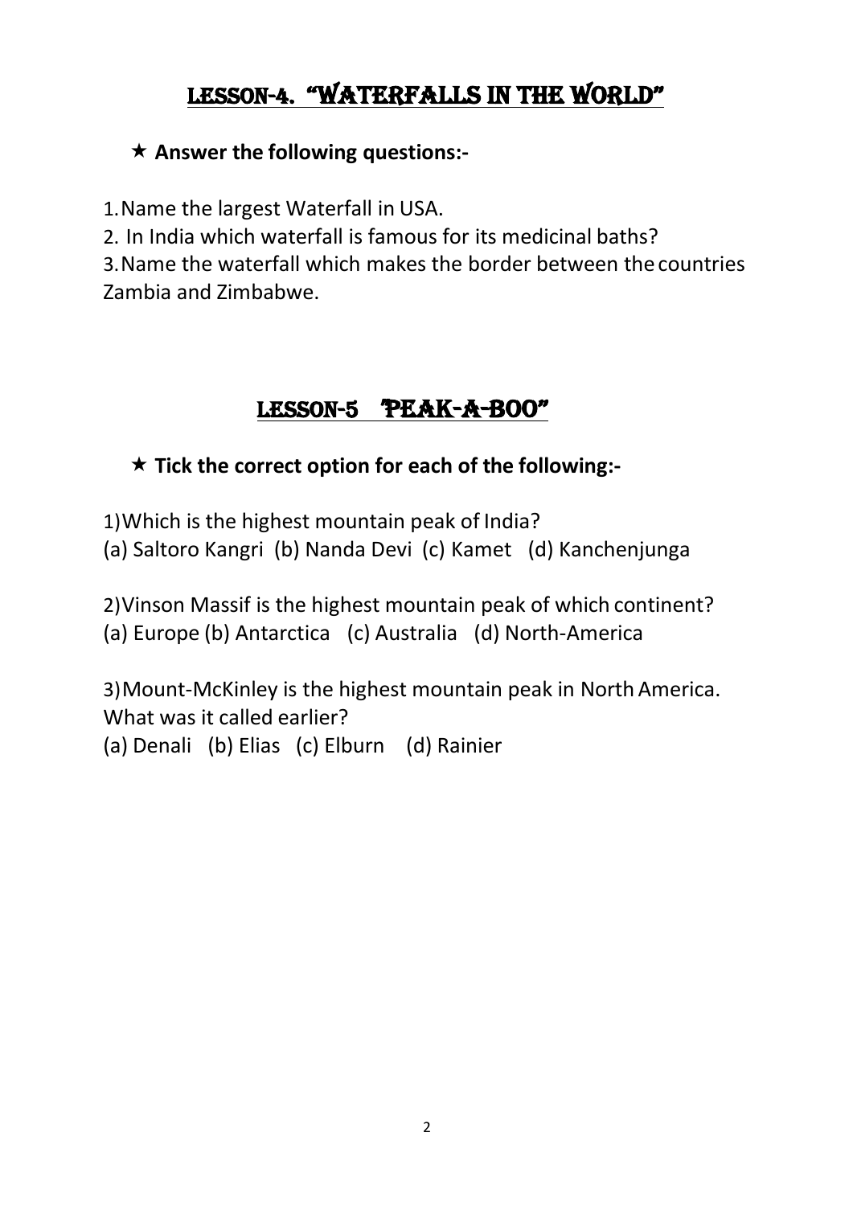# LESSON-4. "WATERFALLS IN THE WORLD"

★ **Answer the following questions:-**

1. Name the largest Waterfall in USA.
2. In India which waterfall is famous for its medicinal baths?
3. Name the waterfall which makes the border between the countries Zambia and Zimbabwe.

# LESSON-5 "PEAK-A-BOO"

★ **Tick the correct option for each of the following:-**

1) Which is the highest mountain peak of India?
(a) Saltoro Kangri (b) Nanda Devi (c) Kamet (d) Kanchenjunga

2) Vinson Massif is the highest mountain peak of which continent?
(a) Europe (b) Antarctica (c) Australia (d) North-America

3) Mount-McKinley is the highest mountain peak in North America. What was it called earlier?
(a) Denali (b) Elias (c) Elburn (d) Rainier